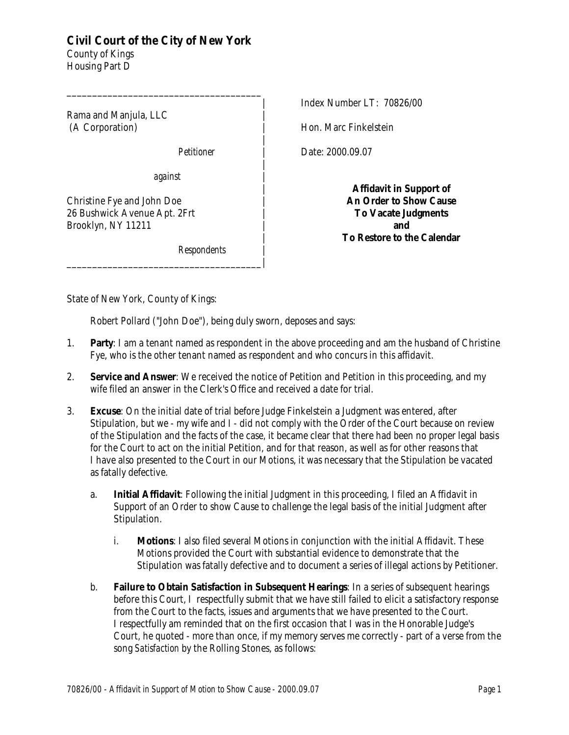# Civil Court of the City of New York

County of Kings
Housing Part D

| | |
|---|---|
| Rama and Manjula, LLC (A Corporation) | Index Number LT: 70826/00 |
| *Petitioner* | Hon. Marc Finkelstein |
| *against* | Date: 2000.09.07 |
| Christine Fye and John Doe<br>26 Bushwick Avenue Apt. 2Frt<br>Brooklyn, NY 11211 | **Affidavit in Support of An Order to Show Cause To Vacate Judgments and To Restore to the Calendar** |
| *Respondents* | |

State of New York, County of Kings:

Robert Pollard ("John Doe"), being duly sworn, deposes and says:

1. **Party**: I am a tenant named as respondent in the above proceeding and am the husband of Christine Fye, who is the other tenant named as respondent and who concurs in this affidavit.

2. **Service and Answer**: We received the notice of Petition and Petition in this proceeding, and my wife filed an answer in the Clerk's Office and received a date for trial.

3. **Excuse**: On the initial date of trial before Judge Finkelstein a Judgment was entered, after Stipulation, but we - my wife and I - did not comply with the Order of the Court because on review of the Stipulation and the facts of the case, it became clear that there had been no proper legal basis for the Court to act on the initial Petition, and for that reason, as well as for other reasons that I have also presented to the Court in our Motions, it was necessary that the Stipulation be vacated as fatally defective.

   a. **Initial Affidavit**: Following the initial Judgment in this proceeding, I filed an Affidavit in Support of an Order to show Cause to challenge the legal basis of the initial Judgment after Stipulation.

      i. **Motions**: I also filed several Motions in conjunction with the initial Affidavit. These Motions provided the Court with substantial evidence to demonstrate that the Stipulation was fatally defective and to document a series of illegal actions by Petitioner.

   b. **Failure to Obtain Satisfaction in Subsequent Hearings**: In a series of subsequent hearings before this Court, I respectfully submit that we have still failed to elicit a satisfactory response from the Court to the facts, issues and arguments that we have presented to the Court. I respectfully am reminded that on the first occasion that I was in the Honorable Judge's Court, he quoted - more than once, if my memory serves me correctly - part of a verse from the song *Satisfaction* by the Rolling Stones, as follows: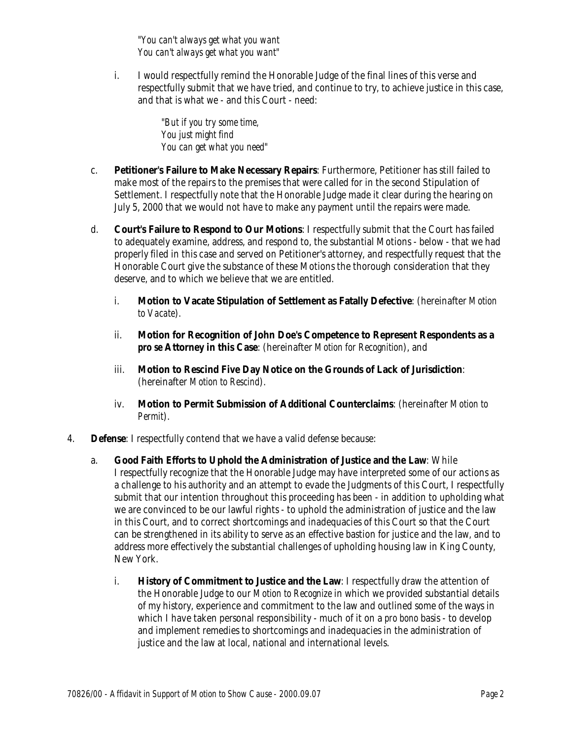*"You can't always get what you want*
*You can't always get what you want"*

i. I would respectfully remind the Honorable Judge of the final lines of this verse and respectfully submit that we have tried, and continue to try, to achieve justice in this case, and that is what we - and this Court - need:

*"But if you try some time,*
*You just might find*
*You can get what you need"*

c. **Petitioner's Failure to Make Necessary Repairs**: Furthermore, Petitioner has still failed to make most of the repairs to the premises that were called for in the second Stipulation of Settlement. I respectfully note that the Honorable Judge made it clear during the hearing on July 5, 2000 that we would not have to make any payment until the repairs were made.

d. **Court's Failure to Respond to Our Motions**: I respectfully submit that the Court has failed to adequately examine, address, and respond to, the substantial Motions - below - that we had properly filed in this case and served on Petitioner's attorney, and respectfully request that the Honorable Court give the substance of these Motions the thorough consideration that they deserve, and to which we believe that we are entitled.

   i. **Motion to Vacate Stipulation of Settlement as Fatally Defective**: (hereinafter *Motion to Vacate*).

   ii. **Motion for Recognition of John Doe's Competence to Represent Respondents as a pro se Attorney in this Case**: (hereinafter *Motion for Recognition*), and

   iii. **Motion to Rescind Five Day Notice on the Grounds of Lack of Jurisdiction**: (hereinafter *Motion to Rescind*).

   iv. **Motion to Permit Submission of Additional Counterclaims**: (hereinafter *Motion to Permit*).

4. **Defense**: I respectfully contend that we have a valid defense because:

   a. **Good Faith Efforts to Uphold the Administration of Justice and the Law**: While I respectfully recognize that the Honorable Judge may have interpreted some of our actions as a challenge to his authority and an attempt to evade the Judgments of this Court, I respectfully submit that our intention throughout this proceeding has been - in addition to upholding what we are convinced to be our lawful rights - to uphold the administration of justice and the law in this Court, and to correct shortcomings and inadequacies of this Court so that the Court can be strengthened in its ability to serve as an effective bastion for justice and the law, and to address more effectively the substantial challenges of upholding housing law in King County, New York.

      i. **History of Commitment to Justice and the Law**: I respectfully draw the attention of the Honorable Judge to our *Motion to Recognize* in which we provided substantial details of my history, experience and commitment to the law and outlined some of the ways in which I have taken personal responsibility - much of it on a *pro bono* basis - to develop and implement remedies to shortcomings and inadequacies in the administration of justice and the law at local, national and international levels.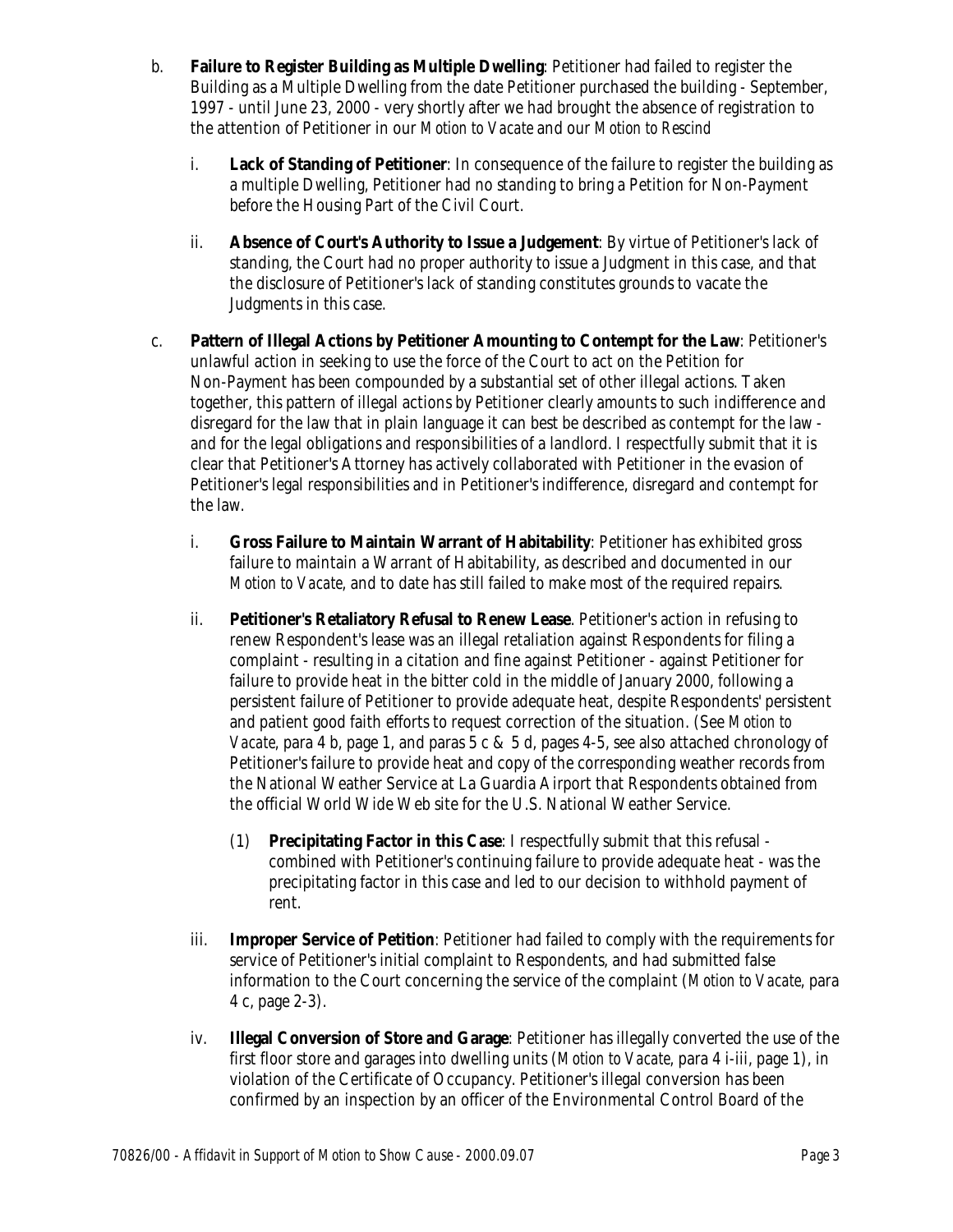b. **Failure to Register Building as Multiple Dwelling**: Petitioner had failed to register the Building as a Multiple Dwelling from the date Petitioner purchased the building - September, 1997 - until June 23, 2000 - very shortly after we had brought the absence of registration to the attention of Petitioner in our *Motion to Vacate* and our *Motion to Rescind*

   i. **Lack of Standing of Petitioner**: In consequence of the failure to register the building as a multiple Dwelling, Petitioner had no standing to bring a Petition for Non-Payment before the Housing Part of the Civil Court.

   ii. **Absence of Court's Authority to Issue a Judgement**: By virtue of Petitioner's lack of standing, the Court had no proper authority to issue a Judgment in this case, and that the disclosure of Petitioner's lack of standing constitutes grounds to vacate the Judgments in this case.

c. **Pattern of Illegal Actions by Petitioner Amounting to Contempt for the Law**: Petitioner's unlawful action in seeking to use the force of the Court to act on the Petition for Non-Payment has been compounded by a substantial set of other illegal actions. Taken together, this pattern of illegal actions by Petitioner clearly amounts to such indifference and disregard for the law that in plain language it can best be described as contempt for the law - and for the legal obligations and responsibilities of a landlord. I respectfully submit that it is clear that Petitioner's Attorney has actively collaborated with Petitioner in the evasion of Petitioner's legal responsibilities and in Petitioner's indifference, disregard and contempt for the law.

   i. **Gross Failure to Maintain Warrant of Habitability**: Petitioner has exhibited gross failure to maintain a Warrant of Habitability, as described and documented in our *Motion to Vacate*, and to date has still failed to make most of the required repairs.

   ii. **Petitioner's Retaliatory Refusal to Renew Lease**. Petitioner's action in refusing to renew Respondent's lease was an illegal retaliation against Respondents for filing a complaint - resulting in a citation and fine against Petitioner - against Petitioner for failure to provide heat in the bitter cold in the middle of January 2000, following a persistent failure of Petitioner to provide adequate heat, despite Respondents' persistent and patient good faith efforts to request correction of the situation. (See *Motion to Vacate*, para 4 b, page 1, and paras 5 c & 5 d, pages 4-5, see also attached chronology of Petitioner's failure to provide heat and copy of the corresponding weather records from the National Weather Service at La Guardia Airport that Respondents obtained from the official World Wide Web site for the U.S. National Weather Service.

      (1) **Precipitating Factor in this Case**: I respectfully submit that this refusal - combined with Petitioner's continuing failure to provide adequate heat - was the precipitating factor in this case and led to our decision to withhold payment of rent.

   iii. **Improper Service of Petition**: Petitioner had failed to comply with the requirements for service of Petitioner's initial complaint to Respondents, and had submitted false information to the Court concerning the service of the complaint (*Motion to Vacate*, para 4 c, page 2-3).

   iv. **Illegal Conversion of Store and Garage**: Petitioner has illegally converted the use of the first floor store and garages into dwelling units (*Motion to Vacate*, para 4 i-iii, page 1), in violation of the Certificate of Occupancy. Petitioner's illegal conversion has been confirmed by an inspection by an officer of the Environmental Control Board of the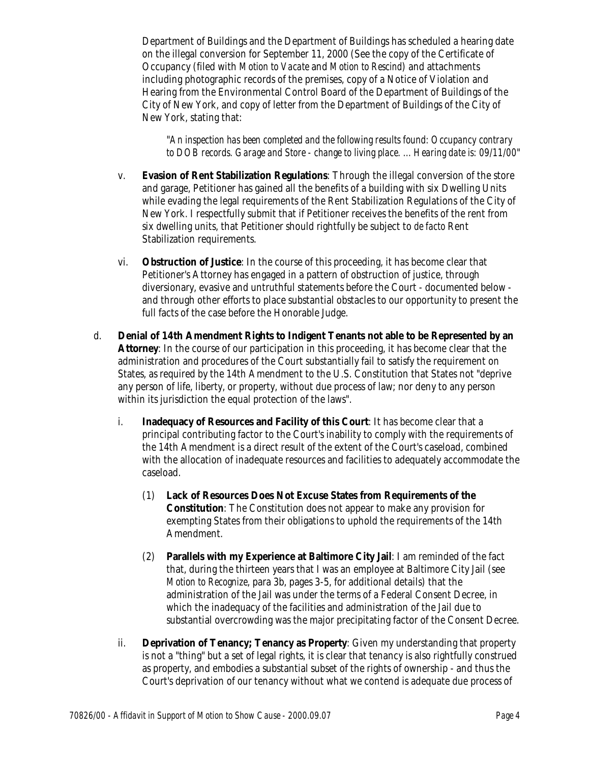Department of Buildings and the Department of Buildings has scheduled a hearing date on the illegal conversion for September 11, 2000 (See the copy of the Certificate of Occupancy (filed with *Motion to Vacate* and *Motion to Rescind*) and attachments including photographic records of the premises, copy of a Notice of Violation and Hearing from the Environmental Control Board of the Department of Buildings of the City of New York, and copy of letter from the Department of Buildings of the City of New York, stating that:

> *"An inspection has been completed and the following results found: Occupancy contrary to DOB records. Garage and Store - change to living place. ... Hearing date is: 09/11/00"*

v. **Evasion of Rent Stabilization Regulations**: Through the illegal conversion of the store and garage, Petitioner has gained all the benefits of a building with six Dwelling Units while evading the legal requirements of the Rent Stabilization Regulations of the City of New York. I respectfully submit that if Petitioner receives the benefits of the rent from six dwelling units, that Petitioner should rightfully be subject to *de facto* Rent Stabilization requirements.

vi. **Obstruction of Justice**: In the course of this proceeding, it has become clear that Petitioner's Attorney has engaged in a pattern of obstruction of justice, through diversionary, evasive and untruthful statements before the Court - documented below - and through other efforts to place substantial obstacles to our opportunity to present the full facts of the case before the Honorable Judge.

d. **Denial of 14th Amendment Rights to Indigent Tenants not able to be Represented by an Attorney**: In the course of our participation in this proceeding, it has become clear that the administration and procedures of the Court substantially fail to satisfy the requirement on States, as required by the 14th Amendment to the U.S. Constitution that States not "deprive any person of life, liberty, or property, without due process of law; nor deny to any person within its jurisdiction the equal protection of the laws".

i. **Inadequacy of Resources and Facility of this Court**: It has become clear that a principal contributing factor to the Court's inability to comply with the requirements of the 14th Amendment is a direct result of the extent of the Court's caseload, combined with the allocation of inadequate resources and facilities to adequately accommodate the caseload.

(1) **Lack of Resources Does Not Excuse States from Requirements of the Constitution**: The Constitution does not appear to make any provision for exempting States from their obligations to uphold the requirements of the 14th Amendment.

(2) **Parallels with my Experience at Baltimore City Jail**: I am reminded of the fact that, during the thirteen years that I was an employee at Baltimore City Jail (see *Motion to Recognize*, para 3b, pages 3-5, for additional details) that the administration of the Jail was under the terms of a Federal Consent Decree, in which the inadequacy of the facilities and administration of the Jail due to substantial overcrowding was the major precipitating factor of the Consent Decree.

ii. **Deprivation of Tenancy; Tenancy as Property**: Given my understanding that property is not a "thing" but a set of legal rights, it is clear that tenancy is also rightfully construed as property, and embodies a substantial subset of the rights of ownership - and thus the Court's deprivation of our tenancy without what we contend is adequate due process of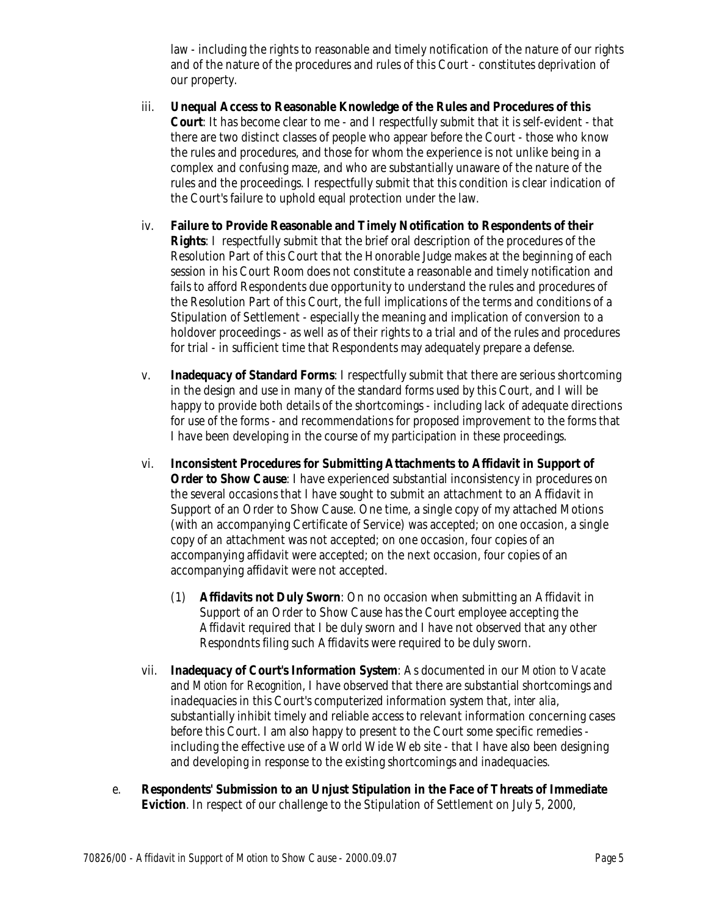law - including the rights to reasonable and timely notification of the nature of our rights and of the nature of the procedures and rules of this Court - constitutes deprivation of our property.

iii. **Unequal Access to Reasonable Knowledge of the Rules and Procedures of this Court**: It has become clear to me - and I respectfully submit that it is self-evident - that there are two distinct classes of people who appear before the Court - those who know the rules and procedures, and those for whom the experience is not unlike being in a complex and confusing maze, and who are substantially unaware of the nature of the rules and the proceedings. I respectfully submit that this condition is clear indication of the Court's failure to uphold equal protection under the law.

iv. **Failure to Provide Reasonable and Timely Notification to Respondents of their Rights**: I respectfully submit that the brief oral description of the procedures of the Resolution Part of this Court that the Honorable Judge makes at the beginning of each session in his Court Room does not constitute a reasonable and timely notification and fails to afford Respondents due opportunity to understand the rules and procedures of the Resolution Part of this Court, the full implications of the terms and conditions of a Stipulation of Settlement - especially the meaning and implication of conversion to a holdover proceedings - as well as of their rights to a trial and of the rules and procedures for trial - in sufficient time that Respondents may adequately prepare a defense.

v. **Inadequacy of Standard Forms**: I respectfully submit that there are serious shortcoming in the design and use in many of the standard forms used by this Court, and I will be happy to provide both details of the shortcomings - including lack of adequate directions for use of the forms - and recommendations for proposed improvement to the forms that I have been developing in the course of my participation in these proceedings.

vi. **Inconsistent Procedures for Submitting Attachments to Affidavit in Support of Order to Show Cause**: I have experienced substantial inconsistency in procedures on the several occasions that I have sought to submit an attachment to an Affidavit in Support of an Order to Show Cause. One time, a single copy of my attached Motions (with an accompanying Certificate of Service) was accepted; on one occasion, a single copy of an attachment was not accepted; on one occasion, four copies of an accompanying affidavit were accepted; on the next occasion, four copies of an accompanying affidavit were not accepted.

   (1) **Affidavits not Duly Sworn**: On no occasion when submitting an Affidavit in Support of an Order to Show Cause has the Court employee accepting the Affidavit required that I be duly sworn and I have not observed that any other Respondnts filing such Affidavits were required to be duly sworn.

vii. **Inadequacy of Court's Information System**: As documented in our *Motion to Vacate* and *Motion for Recognition*, I have observed that there are substantial shortcomings and inadequacies in this Court's computerized information system that, *inter alia*, substantially inhibit timely and reliable access to relevant information concerning cases before this Court. I am also happy to present to the Court some specific remedies - including the effective use of a World Wide Web site - that I have also been designing and developing in response to the existing shortcomings and inadequacies.

e. **Respondents' Submission to an Unjust Stipulation in the Face of Threats of Immediate Eviction**. In respect of our challenge to the Stipulation of Settlement on July 5, 2000,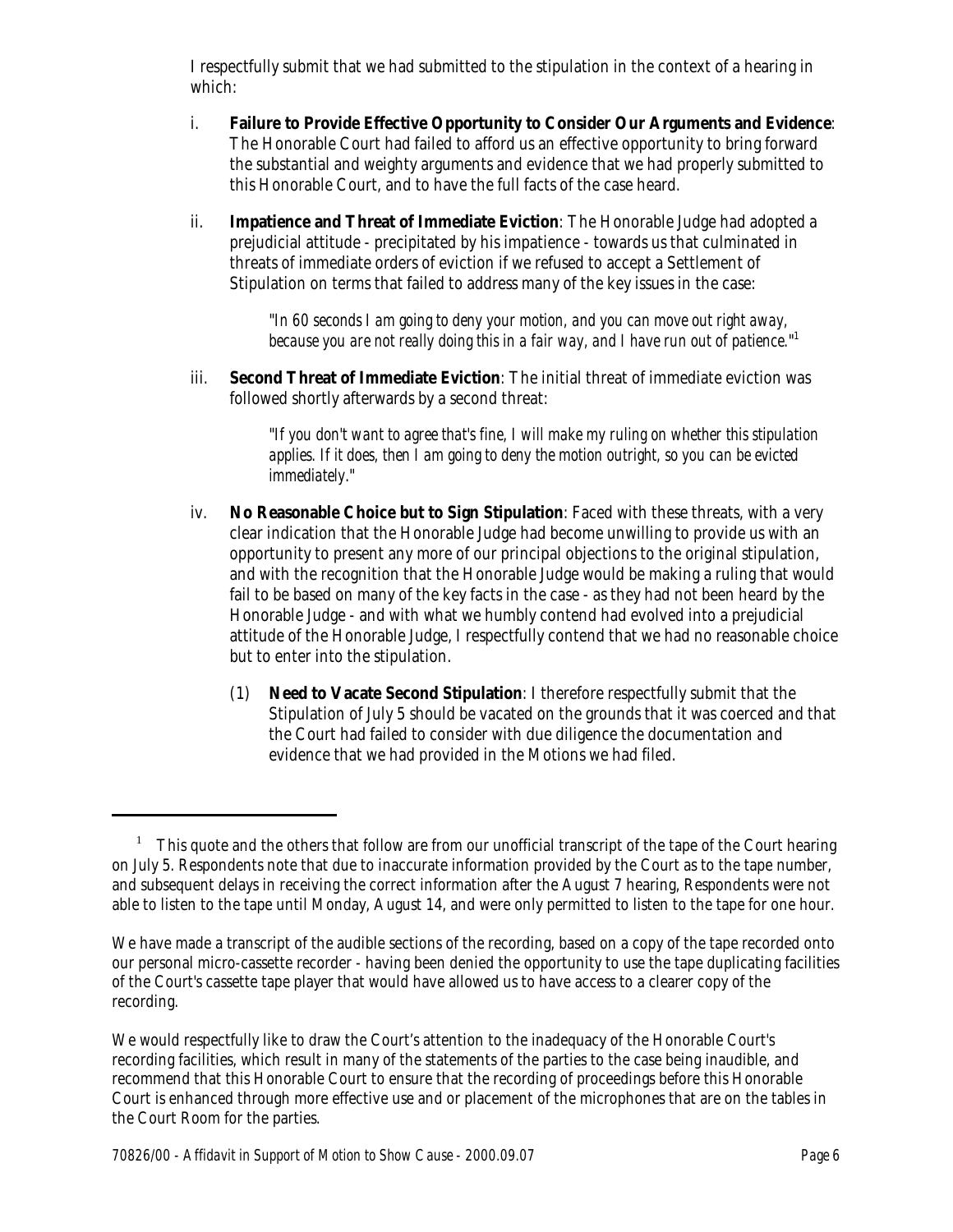I respectfully submit that we had submitted to the stipulation in the context of a hearing in which:

i. **Failure to Provide Effective Opportunity to Consider Our Arguments and Evidence**: The Honorable Court had failed to afford us an effective opportunity to bring forward the substantial and weighty arguments and evidence that we had properly submitted to this Honorable Court, and to have the full facts of the case heard.

ii. **Impatience and Threat of Immediate Eviction**: The Honorable Judge had adopted a prejudicial attitude - precipitated by his impatience - towards us that culminated in threats of immediate orders of eviction if we refused to accept a Settlement of Stipulation on terms that failed to address many of the key issues in the case:

> *"In 60 seconds I am going to deny your motion, and you can move out right away, because you are not really doing this in a fair way, and I have run out of patience."*[1]

iii. **Second Threat of Immediate Eviction**: The initial threat of immediate eviction was followed shortly afterwards by a second threat:

> *"If you don't want to agree that's fine, I will make my ruling on whether this stipulation applies. If it does, then I am going to deny the motion outright, so you can be evicted immediately."*

iv. **No Reasonable Choice but to Sign Stipulation**: Faced with these threats, with a very clear indication that the Honorable Judge had become unwilling to provide us with an opportunity to present any more of our principal objections to the original stipulation, and with the recognition that the Honorable Judge would be making a ruling that would fail to be based on many of the key facts in the case - as they had not been heard by the Honorable Judge - and with what we humbly contend had evolved into a prejudicial attitude of the Honorable Judge, I respectfully contend that we had no reasonable choice but to enter into the stipulation.

   (1) **Need to Vacate Second Stipulation**: I therefore respectfully submit that the Stipulation of July 5 should be vacated on the grounds that it was coerced and that the Court had failed to consider with due diligence the documentation and evidence that we had provided in the Motions we had filed.

---

[1] This quote and the others that follow are from our unofficial transcript of the tape of the Court hearing on July 5. Respondents note that due to inaccurate information provided by the Court as to the tape number, and subsequent delays in receiving the correct information after the August 7 hearing, Respondents were not able to listen to the tape until Monday, August 14, and were only permitted to listen to the tape for one hour.

We have made a transcript of the audible sections of the recording, based on a copy of the tape recorded onto our personal micro-cassette recorder - having been denied the opportunity to use the tape duplicating facilities of the Court's cassette tape player that would have allowed us to have access to a clearer copy of the recording.

We would respectfully like to draw the Court's attention to the inadequacy of the Honorable Court's recording facilities, which result in many of the statements of the parties to the case being inaudible, and recommend that this Honorable Court to ensure that the recording of proceedings before this Honorable Court is enhanced through more effective use and or placement of the microphones that are on the tables in the Court Room for the parties.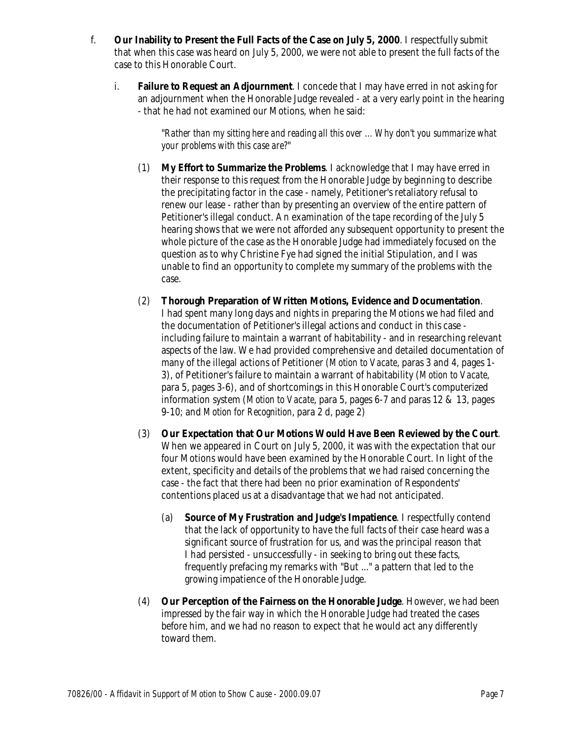f. **Our Inability to Present the Full Facts of the Case on July 5, 2000**. I respectfully submit that when this case was heard on July 5, 2000, we were not able to present the full facts of the case to this Honorable Court.

   i. **Failure to Request an Adjournment**. I concede that I may have erred in not asking for an adjournment when the Honorable Judge revealed - at a very early point in the hearing - that he had not examined our Motions, when he said:

      > *"Rather than my sitting here and reading all this over ... Why don't you summarize what your problems with this case are?"*

      (1) **My Effort to Summarize the Problems**. I acknowledge that I may have erred in their response to this request from the Honorable Judge by beginning to describe the precipitating factor in the case - namely, Petitioner's retaliatory refusal to renew our lease - rather than by presenting an overview of the entire pattern of Petitioner's illegal conduct. An examination of the tape recording of the July 5 hearing shows that we were not afforded any subsequent opportunity to present the whole picture of the case as the Honorable Judge had immediately focused on the question as to why Christine Fye had signed the initial Stipulation, and I was unable to find an opportunity to complete my summary of the problems with the case.

      (2) **Thorough Preparation of Written Motions, Evidence and Documentation**. I had spent many long days and nights in preparing the Motions we had filed and the documentation of Petitioner's illegal actions and conduct in this case - including failure to maintain a warrant of habitability - and in researching relevant aspects of the law. We had provided comprehensive and detailed documentation of many of the illegal actions of Petitioner (*Motion to Vacate*, paras 3 and 4, pages 1-3), of Petitioner's failure to maintain a warrant of habitability (*Motion to Vacate*, para 5, pages 3-6), and of shortcomings in this Honorable Court's computerized information system (*Motion to Vacate*, para 5, pages 6-7 and paras 12 & 13, pages 9-10; and *Motion for Recognition*, para 2 d, page 2)

      (3) **Our Expectation that Our Motions Would Have Been Reviewed by the Court**. When we appeared in Court on July 5, 2000, it was with the expectation that our four Motions would have been examined by the Honorable Court. In light of the extent, specificity and details of the problems that we had raised concerning the case - the fact that there had been no prior examination of Respondents' contentions placed us at a disadvantage that we had not anticipated.

         (a) **Source of My Frustration and Judge's Impatience**. I respectfully contend that the lack of opportunity to have the full facts of their case heard was a significant source of frustration for us, and was the principal reason that I had persisted - unsuccessfully - in seeking to bring out these facts, frequently prefacing my remarks with "But ..." a pattern that led to the growing impatience of the Honorable Judge.

      (4) **Our Perception of the Fairness on the Honorable Judge**. However, we had been impressed by the fair way in which the Honorable Judge had treated the cases before him, and we had no reason to expect that he would act any differently toward them.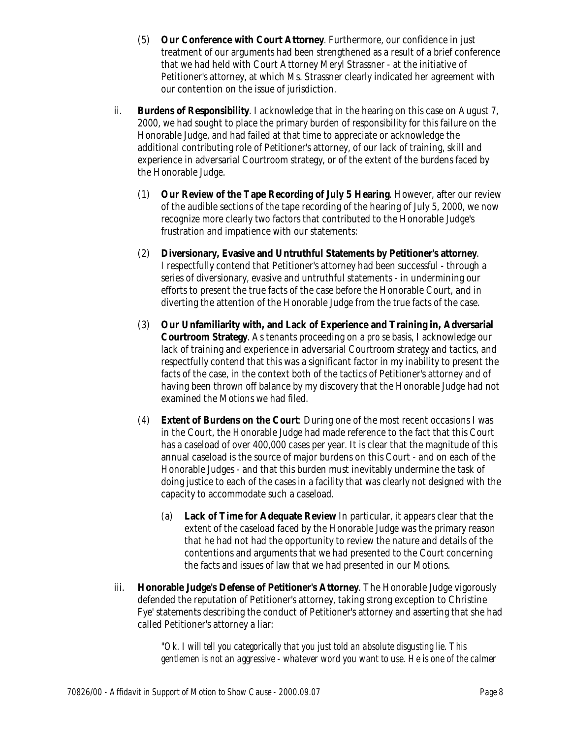(5) **Our Conference with Court Attorney**. Furthermore, our confidence in just treatment of our arguments had been strengthened as a result of a brief conference that we had held with Court Attorney Meryl Strassner - at the initiative of Petitioner's attorney, at which Ms. Strassner clearly indicated her agreement with our contention on the issue of jurisdiction.

ii. **Burdens of Responsibility**. I acknowledge that in the hearing on this case on August 7, 2000, we had sought to place the primary burden of responsibility for this failure on the Honorable Judge, and had failed at that time to appreciate or acknowledge the additional contributing role of Petitioner's attorney, of our lack of training, skill and experience in adversarial Courtroom strategy, or of the extent of the burdens faced by the Honorable Judge.

(1) **Our Review of the Tape Recording of July 5 Hearing**. However, after our review of the audible sections of the tape recording of the hearing of July 5, 2000, we now recognize more clearly two factors that contributed to the Honorable Judge's frustration and impatience with our statements:

(2) **Diversionary, Evasive and Untruthful Statements by Petitioner's attorney**. I respectfully contend that Petitioner's attorney had been successful - through a series of diversionary, evasive and untruthful statements - in undermining our efforts to present the true facts of the case before the Honorable Court, and in diverting the attention of the Honorable Judge from the true facts of the case.

(3) **Our Unfamiliarity with, and Lack of Experience and Training in, Adversarial Courtroom Strategy**. As tenants proceeding on a *pro se* basis, I acknowledge our lack of training and experience in adversarial Courtroom strategy and tactics, and respectfully contend that this was a significant factor in my inability to present the facts of the case, in the context both of the tactics of Petitioner's attorney and of having been thrown off balance by my discovery that the Honorable Judge had not examined the Motions we had filed.

(4) **Extent of Burdens on the Court**: During one of the most recent occasions I was in the Court, the Honorable Judge had made reference to the fact that this Court has a caseload of over 400,000 cases per year. It is clear that the magnitude of this annual caseload is the source of major burdens on this Court - and on each of the Honorable Judges - and that this burden must inevitably undermine the task of doing justice to each of the cases in a facility that was clearly not designed with the capacity to accommodate such a caseload.

(a) **Lack of Time for Adequate Review** In particular, it appears clear that the extent of the caseload faced by the Honorable Judge was the primary reason that he had not had the opportunity to review the nature and details of the contentions and arguments that we had presented to the Court concerning the facts and issues of law that we had presented in our Motions.

iii. **Honorable Judge's Defense of Petitioner's Attorney**. The Honorable Judge vigorously defended the reputation of Petitioner's attorney, taking strong exception to Christine Fye' statements describing the conduct of Petitioner's attorney and asserting that she had called Petitioner's attorney a liar:

> *"Ok. I will tell you categorically that you just told an absolute disgusting lie. This gentlemen is not an aggressive - whatever word you want to use. He is one of the calmer*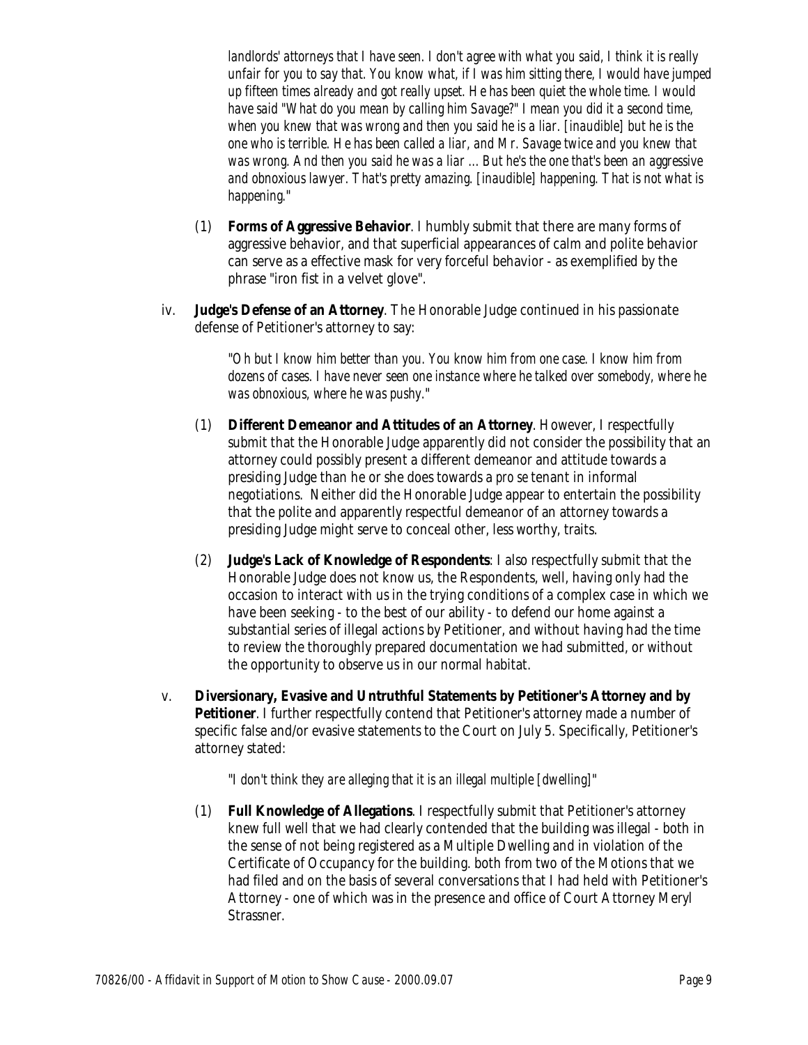*landlords' attorneys that I have seen. I don't agree with what you said, I think it is really unfair for you to say that. You know what, if I was him sitting there, I would have jumped up fifteen times already and got really upset. He has been quiet the whole time. I would have said "What do you mean by calling him Savage?" I mean you did it a second time, when you knew that was wrong and then you said he is a liar. [inaudible] but he is the one who is terrible. He has been called a liar, and Mr. Savage twice and you knew that was wrong. And then you said he was a liar ... But he's the one that's been an aggressive and obnoxious lawyer. That's pretty amazing. [inaudible] happening. That is not what is happening."*

(1) **Forms of Aggressive Behavior**. I humbly submit that there are many forms of aggressive behavior, and that superficial appearances of calm and polite behavior can serve as a effective mask for very forceful behavior - as exemplified by the phrase "iron fist in a velvet glove".

iv. **Judge's Defense of an Attorney**. The Honorable Judge continued in his passionate defense of Petitioner's attorney to say:

> *"Oh but I know him better than you. You know him from one case. I know him from dozens of cases. I have never seen one instance where he talked over somebody, where he was obnoxious, where he was pushy."*

(1) **Different Demeanor and Attitudes of an Attorney**. However, I respectfully submit that the Honorable Judge apparently did not consider the possibility that an attorney could possibly present a different demeanor and attitude towards a presiding Judge than he or she does towards a *pro se* tenant in informal negotiations. Neither did the Honorable Judge appear to entertain the possibility that the polite and apparently respectful demeanor of an attorney towards a presiding Judge might serve to conceal other, less worthy, traits.

(2) **Judge's Lack of Knowledge of Respondents**: I also respectfully submit that the Honorable Judge does not know us, the Respondents, well, having only had the occasion to interact with us in the trying conditions of a complex case in which we have been seeking - to the best of our ability - to defend our home against a substantial series of illegal actions by Petitioner, and without having had the time to review the thoroughly prepared documentation we had submitted, or without the opportunity to observe us in our normal habitat.

v. **Diversionary, Evasive and Untruthful Statements by Petitioner's Attorney and by Petitioner**. I further respectfully contend that Petitioner's attorney made a number of specific false and/or evasive statements to the Court on July 5. Specifically, Petitioner's attorney stated:

> *"I don't think they are alleging that it is an illegal multiple [dwelling]"*

(1) **Full Knowledge of Allegations**. I respectfully submit that Petitioner's attorney knew full well that we had clearly contended that the building was illegal - both in the sense of not being registered as a Multiple Dwelling and in violation of the Certificate of Occupancy for the building. both from two of the Motions that we had filed and on the basis of several conversations that I had held with Petitioner's Attorney - one of which was in the presence and office of Court Attorney Meryl Strassner.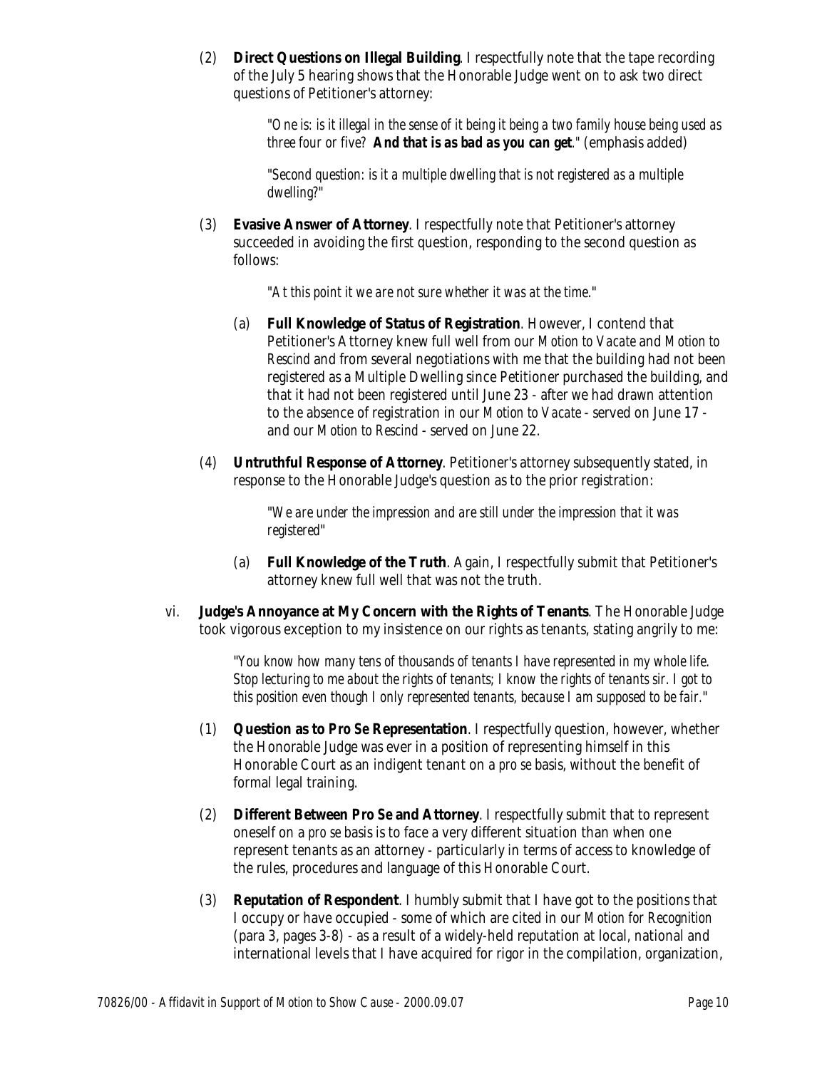(2) **Direct Questions on Illegal Building**. I respectfully note that the tape recording of the July 5 hearing shows that the Honorable Judge went on to ask two direct questions of Petitioner's attorney:

> "*One is: is it illegal in the sense of it being it being a two family house being used as three four or five?* ***And that is as bad as you can get***." (emphasis added)

> "*Second question: is it a multiple dwelling that is not registered as a multiple dwelling?*"

(3) **Evasive Answer of Attorney**. I respectfully note that Petitioner's attorney succeeded in avoiding the first question, responding to the second question as follows:

> "*At this point it we are not sure whether it was at the time.*"

(a) **Full Knowledge of Status of Registration**. However, I contend that Petitioner's Attorney knew full well from our *Motion to Vacate* and *Motion to Rescind* and from several negotiations with me that the building had not been registered as a Multiple Dwelling since Petitioner purchased the building, and that it had not been registered until June 23 - after we had drawn attention to the absence of registration in our *Motion to Vacate* - served on June 17 - and our *Motion to Rescind* - served on June 22.

(4) **Untruthful Response of Attorney**. Petitioner's attorney subsequently stated, in response to the Honorable Judge's question as to the prior registration:

> "*We are under the impression and are still under the impression that it was registered*"

(a) **Full Knowledge of the Truth**. Again, I respectfully submit that Petitioner's attorney knew full well that was not the truth.

vi. **Judge's Annoyance at My Concern with the Rights of Tenants**. The Honorable Judge took vigorous exception to my insistence on our rights as tenants, stating angrily to me:

> "*You know how many tens of thousands of tenants I have represented in my whole life. Stop lecturing to me about the rights of tenants; I know the rights of tenants sir. I got to this position even though I only represented tenants, because I am supposed to be fair.*"

(1) **Question as to Pro Se Representation**. I respectfully question, however, whether the Honorable Judge was ever in a position of representing himself in this Honorable Court as an indigent tenant on a *pro se* basis, without the benefit of formal legal training.

(2) **Different Between Pro Se and Attorney**. I respectfully submit that to represent oneself on a *pro se* basis is to face a very different situation than when one represent tenants as an attorney - particularly in terms of access to knowledge of the rules, procedures and language of this Honorable Court.

(3) **Reputation of Respondent**. I humbly submit that I have got to the positions that I occupy or have occupied - some of which are cited in our *Motion for Recognition* (para 3, pages 3-8) - as a result of a widely-held reputation at local, national and international levels that I have acquired for rigor in the compilation, organization,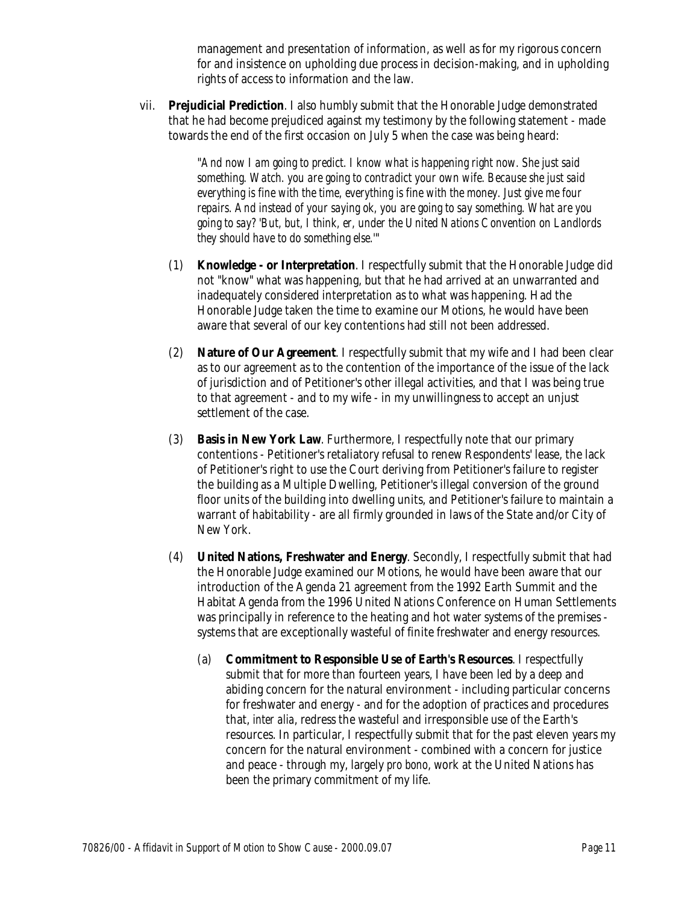management and presentation of information, as well as for my rigorous concern for and insistence on upholding due process in decision-making, and in upholding rights of access to information and the law.

vii. **Prejudicial Prediction**. I also humbly submit that the Honorable Judge demonstrated that he had become prejudiced against my testimony by the following statement - made towards the end of the first occasion on July 5 when the case was being heard:

> *"And now I am going to predict. I know what is happening right now. She just said something. Watch. you are going to contradict your own wife. Because she just said everything is fine with the time, everything is fine with the money. Just give me four repairs. And instead of your saying ok, you are going to say something. What are you going to say? 'But, but, I think, er, under the United Nations Convention on Landlords they should have to do something else.'"*

(1) **Knowledge - or Interpretation**. I respectfully submit that the Honorable Judge did not "know" what was happening, but that he had arrived at an unwarranted and inadequately considered interpretation as to what was happening. Had the Honorable Judge taken the time to examine our Motions, he would have been aware that several of our key contentions had still not been addressed.

(2) **Nature of Our Agreement**. I respectfully submit that my wife and I had been clear as to our agreement as to the contention of the importance of the issue of the lack of jurisdiction and of Petitioner's other illegal activities, and that I was being true to that agreement - and to my wife - in my unwillingness to accept an unjust settlement of the case.

(3) **Basis in New York Law**. Furthermore, I respectfully note that our primary contentions - Petitioner's retaliatory refusal to renew Respondents' lease, the lack of Petitioner's right to use the Court deriving from Petitioner's failure to register the building as a Multiple Dwelling, Petitioner's illegal conversion of the ground floor units of the building into dwelling units, and Petitioner's failure to maintain a warrant of habitability - are all firmly grounded in laws of the State and/or City of New York.

(4) **United Nations, Freshwater and Energy**. Secondly, I respectfully submit that had the Honorable Judge examined our Motions, he would have been aware that our introduction of the Agenda 21 agreement from the 1992 Earth Summit and the Habitat Agenda from the 1996 United Nations Conference on Human Settlements was principally in reference to the heating and hot water systems of the premises - systems that are exceptionally wasteful of finite freshwater and energy resources.

(a) **Commitment to Responsible Use of Earth's Resources**. I respectfully submit that for more than fourteen years, I have been led by a deep and abiding concern for the natural environment - including particular concerns for freshwater and energy - and for the adoption of practices and procedures that, *inter alia*, redress the wasteful and irresponsible use of the Earth's resources. In particular, I respectfully submit that for the past eleven years my concern for the natural environment - combined with a concern for justice and peace - through my, largely *pro bono*, work at the United Nations has been the primary commitment of my life.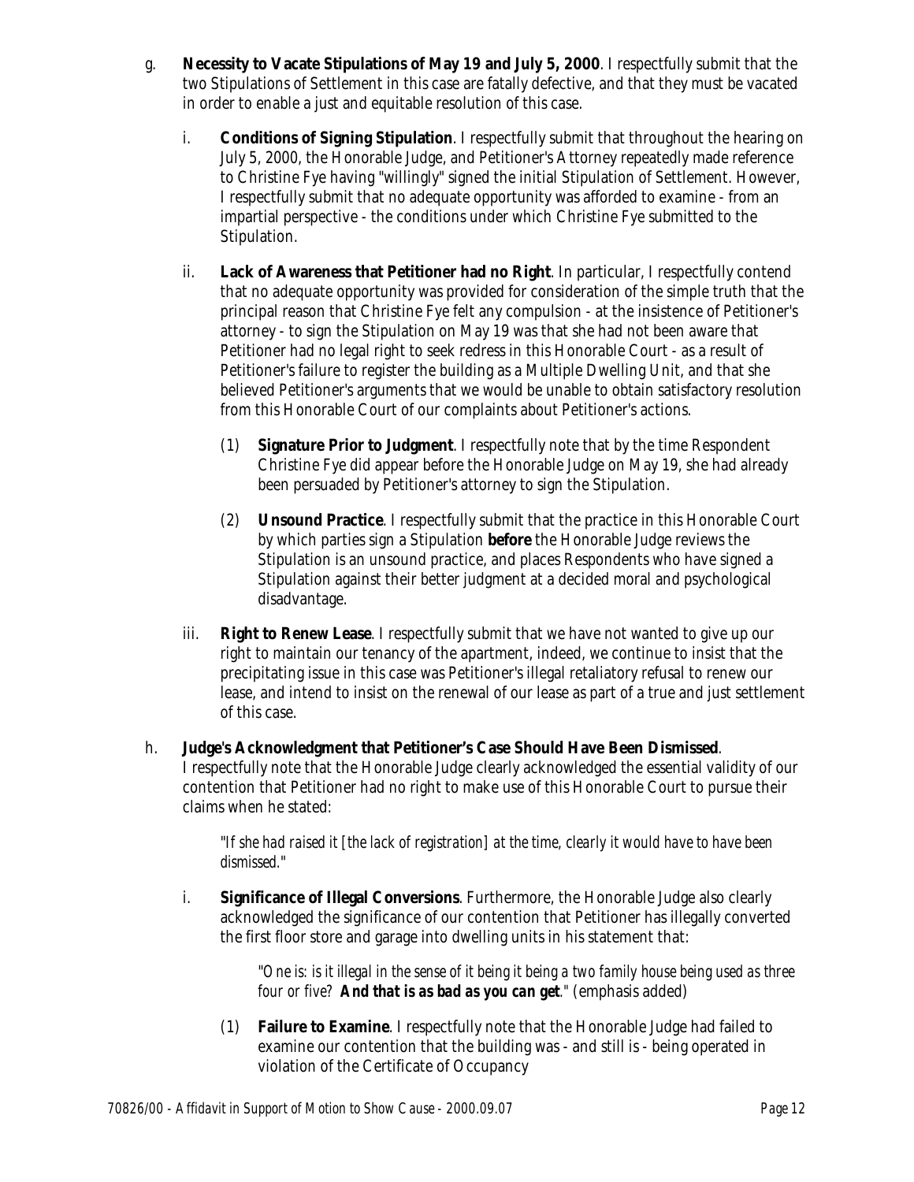g. **Necessity to Vacate Stipulations of May 19 and July 5, 2000**. I respectfully submit that the two Stipulations of Settlement in this case are fatally defective, and that they must be vacated in order to enable a just and equitable resolution of this case.

   i. **Conditions of Signing Stipulation**. I respectfully submit that throughout the hearing on July 5, 2000, the Honorable Judge, and Petitioner's Attorney repeatedly made reference to Christine Fye having "willingly" signed the initial Stipulation of Settlement. However, I respectfully submit that no adequate opportunity was afforded to examine - from an impartial perspective - the conditions under which Christine Fye submitted to the Stipulation.

   ii. **Lack of Awareness that Petitioner had no Right**. In particular, I respectfully contend that no adequate opportunity was provided for consideration of the simple truth that the principal reason that Christine Fye felt any compulsion - at the insistence of Petitioner's attorney - to sign the Stipulation on May 19 was that she had not been aware that Petitioner had no legal right to seek redress in this Honorable Court - as a result of Petitioner's failure to register the building as a Multiple Dwelling Unit, and that she believed Petitioner's arguments that we would be unable to obtain satisfactory resolution from this Honorable Court of our complaints about Petitioner's actions.

      (1) **Signature Prior to Judgment**. I respectfully note that by the time Respondent Christine Fye did appear before the Honorable Judge on May 19, she had already been persuaded by Petitioner's attorney to sign the Stipulation.

      (2) **Unsound Practice**. I respectfully submit that the practice in this Honorable Court by which parties sign a Stipulation **before** the Honorable Judge reviews the Stipulation is an unsound practice, and places Respondents who have signed a Stipulation against their better judgment at a decided moral and psychological disadvantage.

   iii. **Right to Renew Lease**. I respectfully submit that we have not wanted to give up our right to maintain our tenancy of the apartment, indeed, we continue to insist that the precipitating issue in this case was Petitioner's illegal retaliatory refusal to renew our lease, and intend to insist on the renewal of our lease as part of a true and just settlement of this case.

h. **Judge's Acknowledgment that Petitioner's Case Should Have Been Dismissed**. I respectfully note that the Honorable Judge clearly acknowledged the essential validity of our contention that Petitioner had no right to make use of this Honorable Court to pursue their claims when he stated:

   > *"If she had raised it [the lack of registration] at the time, clearly it would have to have been dismissed."*

i. **Significance of Illegal Conversions**. Furthermore, the Honorable Judge also clearly acknowledged the significance of our contention that Petitioner has illegally converted the first floor store and garage into dwelling units in his statement that:

   > *"One is: is it illegal in the sense of it being it being a two family house being used as three four or five? **And that is as bad as you can get**."* (emphasis added)

   (1) **Failure to Examine**. I respectfully note that the Honorable Judge had failed to examine our contention that the building was - and still is - being operated in violation of the Certificate of Occupancy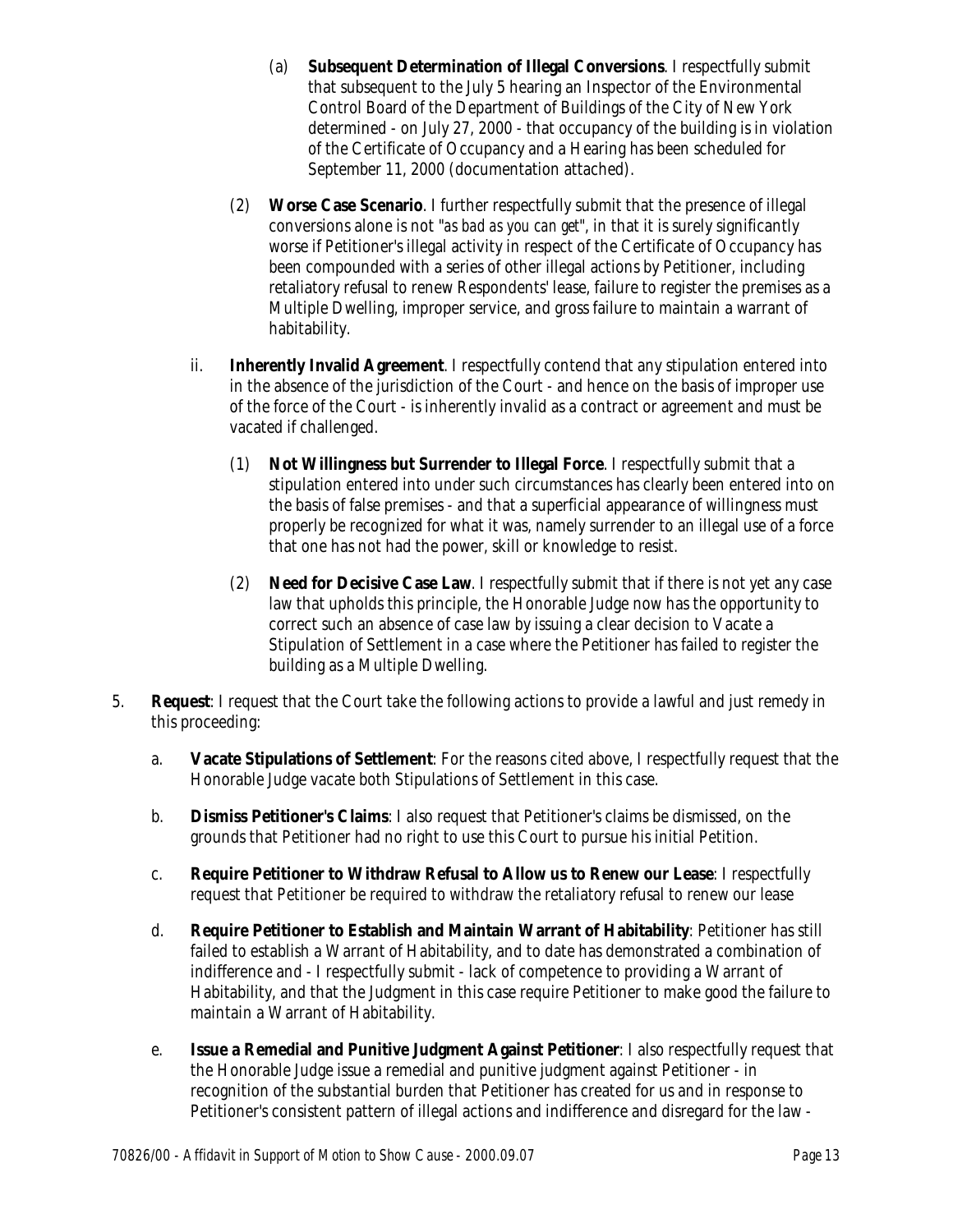(a) **Subsequent Determination of Illegal Conversions**. I respectfully submit that subsequent to the July 5 hearing an Inspector of the Environmental Control Board of the Department of Buildings of the City of New York determined - on July 27, 2000 - that occupancy of the building is in violation of the Certificate of Occupancy and a Hearing has been scheduled for September 11, 2000 (documentation attached).

(2) **Worse Case Scenario**. I further respectfully submit that the presence of illegal conversions alone is not "*as bad as you can get*", in that it is surely significantly worse if Petitioner's illegal activity in respect of the Certificate of Occupancy has been compounded with a series of other illegal actions by Petitioner, including retaliatory refusal to renew Respondents' lease, failure to register the premises as a Multiple Dwelling, improper service, and gross failure to maintain a warrant of habitability.

ii. **Inherently Invalid Agreement**. I respectfully contend that any stipulation entered into in the absence of the jurisdiction of the Court - and hence on the basis of improper use of the force of the Court - is inherently invalid as a contract or agreement and must be vacated if challenged.

(1) **Not Willingness but Surrender to Illegal Force**. I respectfully submit that a stipulation entered into under such circumstances has clearly been entered into on the basis of false premises - and that a superficial appearance of willingness must properly be recognized for what it was, namely surrender to an illegal use of a force that one has not had the power, skill or knowledge to resist.

(2) **Need for Decisive Case Law**. I respectfully submit that if there is not yet any case law that upholds this principle, the Honorable Judge now has the opportunity to correct such an absence of case law by issuing a clear decision to Vacate a Stipulation of Settlement in a case where the Petitioner has failed to register the building as a Multiple Dwelling.

5. **Request**: I request that the Court take the following actions to provide a lawful and just remedy in this proceeding:

   a. **Vacate Stipulations of Settlement**: For the reasons cited above, I respectfully request that the Honorable Judge vacate both Stipulations of Settlement in this case.

   b. **Dismiss Petitioner's Claims**: I also request that Petitioner's claims be dismissed, on the grounds that Petitioner had no right to use this Court to pursue his initial Petition.

   c. **Require Petitioner to Withdraw Refusal to Allow us to Renew our Lease**: I respectfully request that Petitioner be required to withdraw the retaliatory refusal to renew our lease

   d. **Require Petitioner to Establish and Maintain Warrant of Habitability**: Petitioner has still failed to establish a Warrant of Habitability, and to date has demonstrated a combination of indifference and - I respectfully submit - lack of competence to providing a Warrant of Habitability, and that the Judgment in this case require Petitioner to make good the failure to maintain a Warrant of Habitability.

   e. **Issue a Remedial and Punitive Judgment Against Petitioner**: I also respectfully request that the Honorable Judge issue a remedial and punitive judgment against Petitioner - in recognition of the substantial burden that Petitioner has created for us and in response to Petitioner's consistent pattern of illegal actions and indifference and disregard for the law -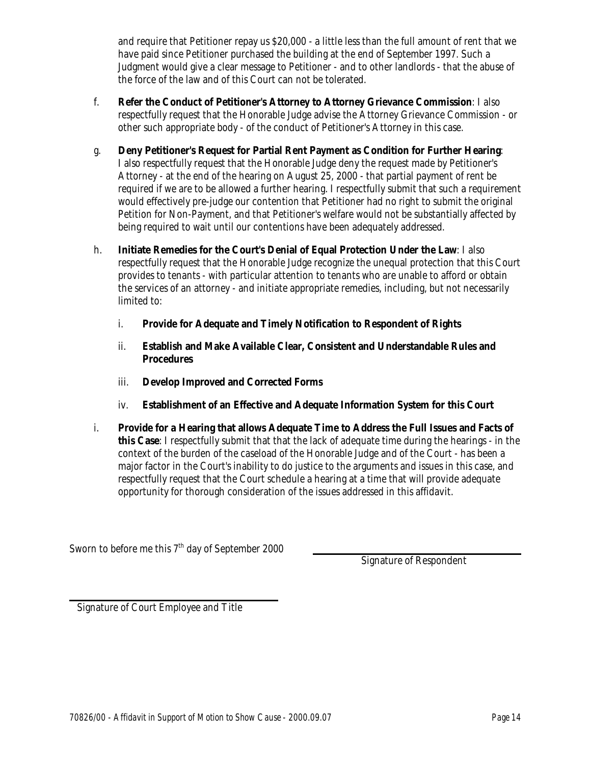and require that Petitioner repay us $20,000 - a little less than the full amount of rent that we have paid since Petitioner purchased the building at the end of September 1997. Such a Judgment would give a clear message to Petitioner - and to other landlords - that the abuse of the force of the law and of this Court can not be tolerated.

f. **Refer the Conduct of Petitioner's Attorney to Attorney Grievance Commission**: I also respectfully request that the Honorable Judge advise the Attorney Grievance Commission - or other such appropriate body - of the conduct of Petitioner's Attorney in this case.

g. **Deny Petitioner's Request for Partial Rent Payment as Condition for Further Hearing**: I also respectfully request that the Honorable Judge deny the request made by Petitioner's Attorney - at the end of the hearing on August 25, 2000 - that partial payment of rent be required if we are to be allowed a further hearing. I respectfully submit that such a requirement would effectively pre-judge our contention that Petitioner had no right to submit the original Petition for Non-Payment, and that Petitioner's welfare would not be substantially affected by being required to wait until our contentions have been adequately addressed.

h. **Initiate Remedies for the Court's Denial of Equal Protection Under the Law**: I also respectfully request that the Honorable Judge recognize the unequal protection that this Court provides to tenants - with particular attention to tenants who are unable to afford or obtain the services of an attorney - and initiate appropriate remedies, including, but not necessarily limited to:

   i. **Provide for Adequate and Timely Notification to Respondent of Rights**

   ii. **Establish and Make Available Clear, Consistent and Understandable Rules and Procedures**

   iii. **Develop Improved and Corrected Forms**

   iv. **Establishment of an Effective and Adequate Information System for this Court**

i. **Provide for a Hearing that allows Adequate Time to Address the Full Issues and Facts of this Case**: I respectfully submit that that the lack of adequate time during the hearings - in the context of the burden of the caseload of the Honorable Judge and of the Court - has been a major factor in the Court's inability to do justice to the arguments and issues in this case, and respectfully request that the Court schedule a hearing at a time that will provide adequate opportunity for thorough consideration of the issues addressed in this affidavit.

Sworn to before me this 7th day of September 2000

\_\_\_\_\_\_\_\_\_\_\_\_\_\_\_\_\_\_\_\_\_\_\_\_\_\_\_\_\_\_
Signature of Respondent

\_\_\_\_\_\_\_\_\_\_\_\_\_\_\_\_\_\_\_\_\_\_\_\_\_\_\_\_\_\_
Signature of Court Employee and Title